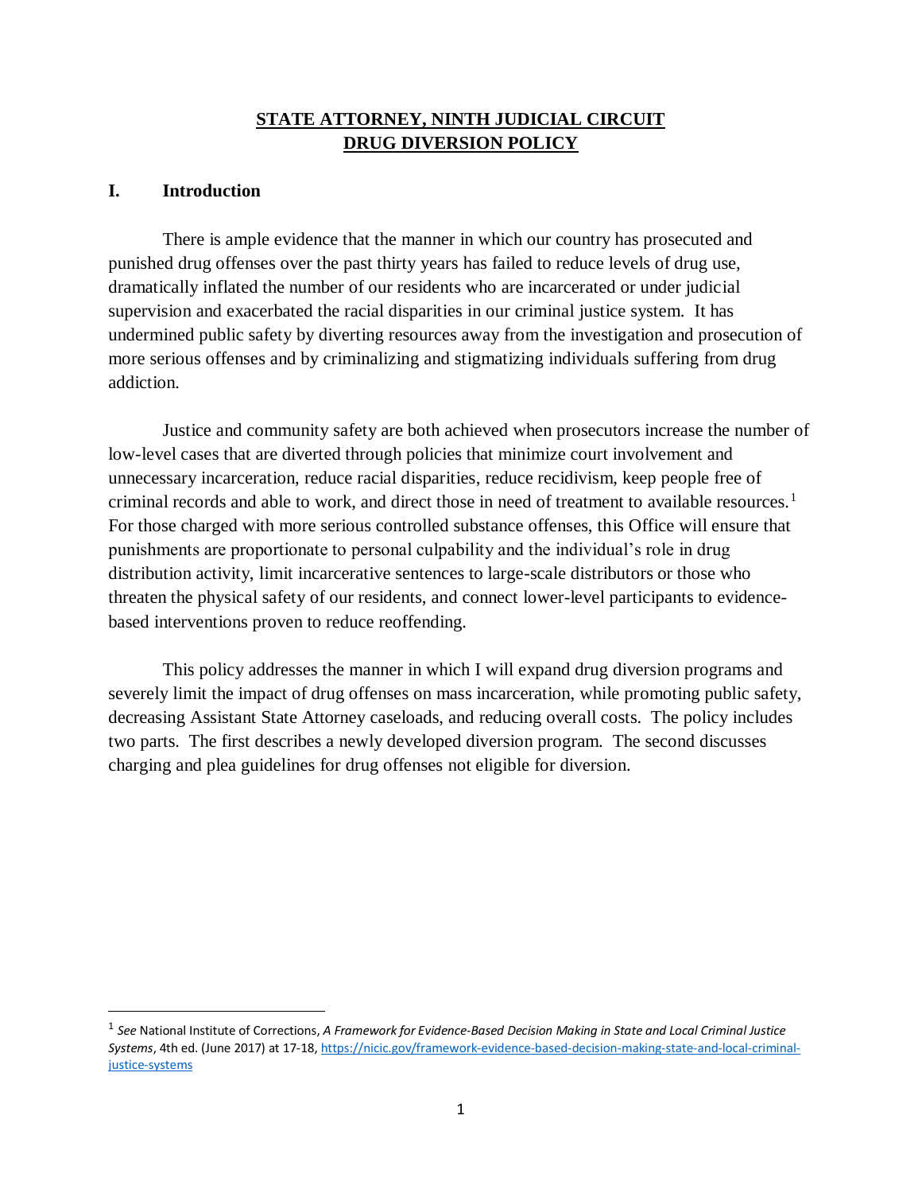# STATE ATTORNEY, NINTH JUDICIAL CIRCUIT
# DRUG DIVERSION POLICY

## I. Introduction

There is ample evidence that the manner in which our country has prosecuted and punished drug offenses over the past thirty years has failed to reduce levels of drug use, dramatically inflated the number of our residents who are incarcerated or under judicial supervision and exacerbated the racial disparities in our criminal justice system. It has undermined public safety by diverting resources away from the investigation and prosecution of more serious offenses and by criminalizing and stigmatizing individuals suffering from drug addiction.

Justice and community safety are both achieved when prosecutors increase the number of low-level cases that are diverted through policies that minimize court involvement and unnecessary incarceration, reduce racial disparities, reduce recidivism, keep people free of criminal records and able to work, and direct those in need of treatment to available resources.[1] For those charged with more serious controlled substance offenses, this Office will ensure that punishments are proportionate to personal culpability and the individual's role in drug distribution activity, limit incarcerative sentences to large-scale distributors or those who threaten the physical safety of our residents, and connect lower-level participants to evidence-based interventions proven to reduce reoffending.

This policy addresses the manner in which I will expand drug diversion programs and severely limit the impact of drug offenses on mass incarceration, while promoting public safety, decreasing Assistant State Attorney caseloads, and reducing overall costs. The policy includes two parts. The first describes a newly developed diversion program. The second discusses charging and plea guidelines for drug offenses not eligible for diversion.

---

[1] *See* National Institute of Corrections, *A Framework for Evidence-Based Decision Making in State and Local Criminal Justice Systems*, 4th ed. (June 2017) at 17-18, https://nicic.gov/framework-evidence-based-decision-making-state-and-local-criminal-justice-systems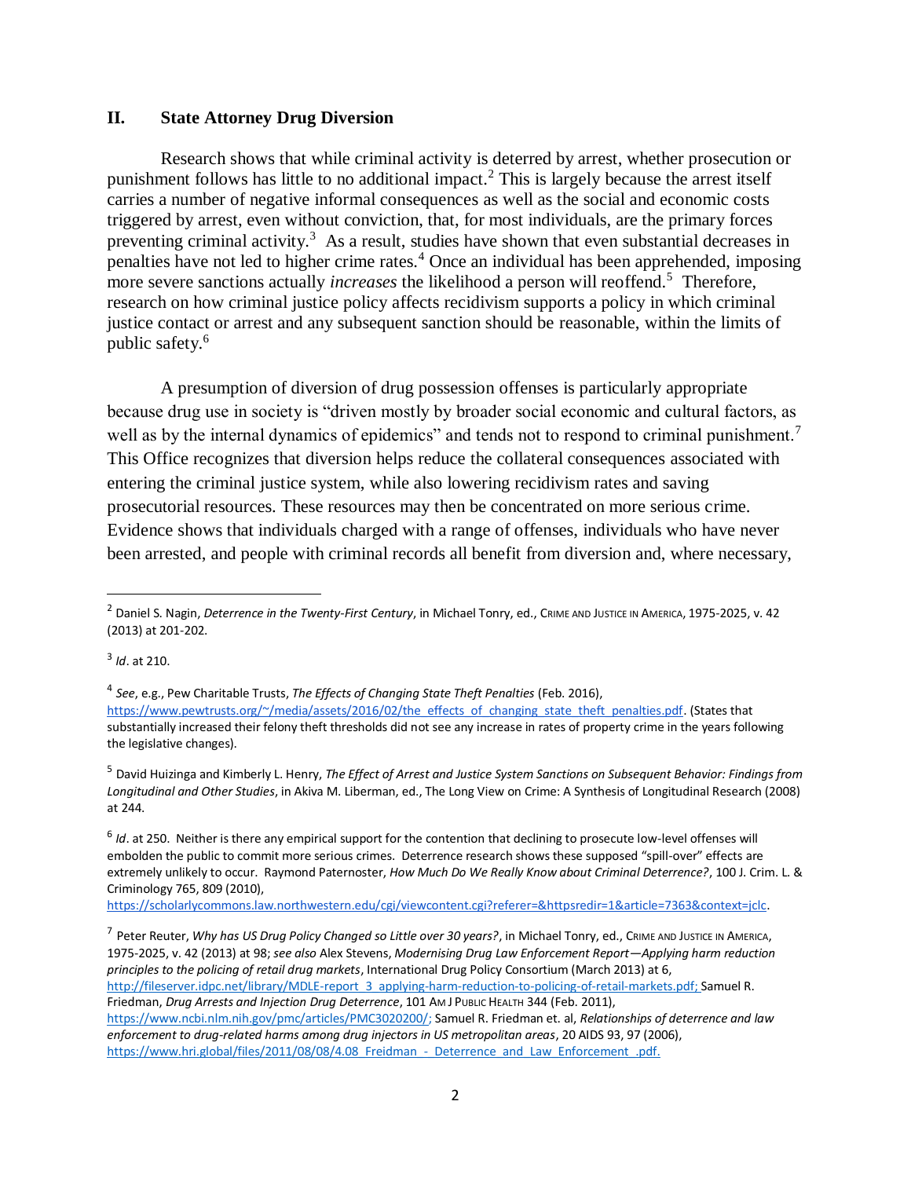## II. State Attorney Drug Diversion

Research shows that while criminal activity is deterred by arrest, whether prosecution or punishment follows has little to no additional impact.[2] This is largely because the arrest itself carries a number of negative informal consequences as well as the social and economic costs triggered by arrest, even without conviction, that, for most individuals, are the primary forces preventing criminal activity.[3] As a result, studies have shown that even substantial decreases in penalties have not led to higher crime rates.[4] Once an individual has been apprehended, imposing more severe sanctions actually *increases* the likelihood a person will reoffend.[5] Therefore, research on how criminal justice policy affects recidivism supports a policy in which criminal justice contact or arrest and any subsequent sanction should be reasonable, within the limits of public safety.[6]

A presumption of diversion of drug possession offenses is particularly appropriate because drug use in society is "driven mostly by broader social economic and cultural factors, as well as by the internal dynamics of epidemics" and tends not to respond to criminal punishment.[7] This Office recognizes that diversion helps reduce the collateral consequences associated with entering the criminal justice system, while also lowering recidivism rates and saving prosecutorial resources. These resources may then be concentrated on more serious crime. Evidence shows that individuals charged with a range of offenses, individuals who have never been arrested, and people with criminal records all benefit from diversion and, where necessary,

---

[2] Daniel S. Nagin, *Deterrence in the Twenty-First Century*, in Michael Tonry, ed., CRIME AND JUSTICE IN AMERICA, 1975-2025, v. 42 (2013) at 201-202.

[3] *Id*. at 210.

[4] *See*, e.g., Pew Charitable Trusts, *The Effects of Changing State Theft Penalties* (Feb. 2016), https://www.pewtrusts.org/~/media/assets/2016/02/the_effects_of_changing_state_theft_penalties.pdf. (States that substantially increased their felony theft thresholds did not see any increase in rates of property crime in the years following the legislative changes).

[5] David Huizinga and Kimberly L. Henry, *The Effect of Arrest and Justice System Sanctions on Subsequent Behavior: Findings from Longitudinal and Other Studies*, in Akiva M. Liberman, ed., The Long View on Crime: A Synthesis of Longitudinal Research (2008) at 244.

[6] *Id*. at 250. Neither is there any empirical support for the contention that declining to prosecute low-level offenses will embolden the public to commit more serious crimes. Deterrence research shows these supposed "spill-over" effects are extremely unlikely to occur. Raymond Paternoster, *How Much Do We Really Know about Criminal Deterrence?*, 100 J. Crim. L. & Criminology 765, 809 (2010), https://scholarlycommons.law.northwestern.edu/cgi/viewcontent.cgi?referer=&httpsredir=1&article=7363&context=jclc.

[7] Peter Reuter, *Why has US Drug Policy Changed so Little over 30 years?*, in Michael Tonry, ed., CRIME AND JUSTICE IN AMERICA, 1975-2025, v. 42 (2013) at 98; *see also* Alex Stevens, *Modernising Drug Law Enforcement Report—Applying harm reduction principles to the policing of retail drug markets*, International Drug Policy Consortium (March 2013) at 6, http://fileserver.idpc.net/library/MDLE-report_3_applying-harm-reduction-to-policing-of-retail-markets.pdf; Samuel R. Friedman, *Drug Arrests and Injection Drug Deterrence*, 101 AM J PUBLIC HEALTH 344 (Feb. 2011), https://www.ncbi.nlm.nih.gov/pmc/articles/PMC3020200/; Samuel R. Friedman et. al, *Relationships of deterrence and law enforcement to drug-related harms among drug injectors in US metropolitan areas*, 20 AIDS 93, 97 (2006), https://www.hri.global/files/2011/08/08/4.08_Freidman_-_Deterrence_and_Law_Enforcement_.pdf.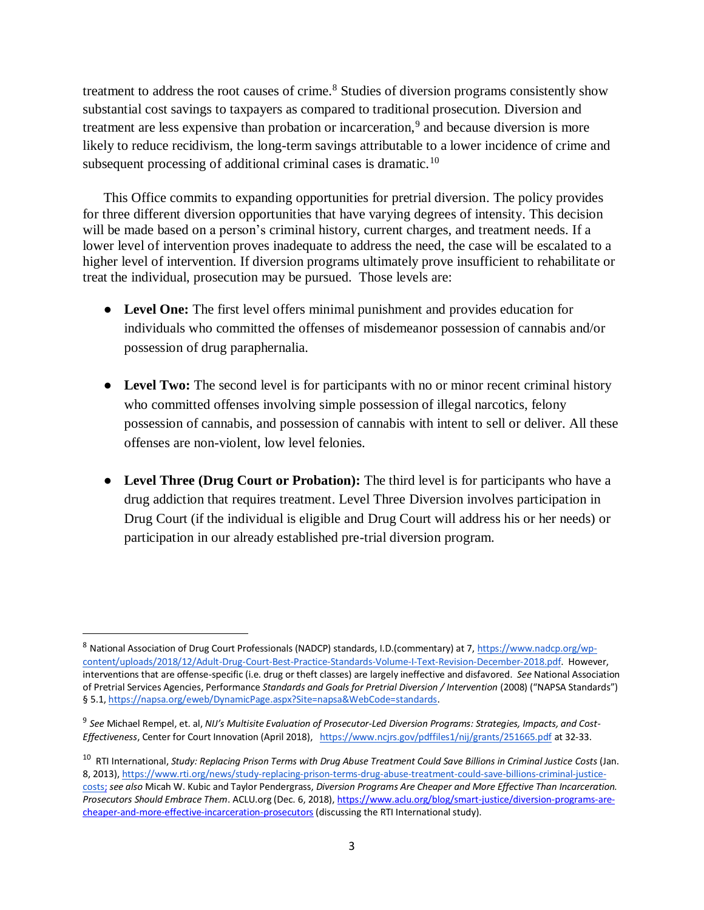treatment to address the root causes of crime.[8] Studies of diversion programs consistently show substantial cost savings to taxpayers as compared to traditional prosecution. Diversion and treatment are less expensive than probation or incarceration,[9] and because diversion is more likely to reduce recidivism, the long-term savings attributable to a lower incidence of crime and subsequent processing of additional criminal cases is dramatic.[10]

This Office commits to expanding opportunities for pretrial diversion. The policy provides for three different diversion opportunities that have varying degrees of intensity. This decision will be made based on a person's criminal history, current charges, and treatment needs. If a lower level of intervention proves inadequate to address the need, the case will be escalated to a higher level of intervention. If diversion programs ultimately prove insufficient to rehabilitate or treat the individual, prosecution may be pursued. Those levels are:

- **Level One:** The first level offers minimal punishment and provides education for individuals who committed the offenses of misdemeanor possession of cannabis and/or possession of drug paraphernalia.

- **Level Two:** The second level is for participants with no or minor recent criminal history who committed offenses involving simple possession of illegal narcotics, felony possession of cannabis, and possession of cannabis with intent to sell or deliver. All these offenses are non-violent, low level felonies.

- **Level Three (Drug Court or Probation):** The third level is for participants who have a drug addiction that requires treatment. Level Three Diversion involves participation in Drug Court (if the individual is eligible and Drug Court will address his or her needs) or participation in our already established pre-trial diversion program.

---

[8] National Association of Drug Court Professionals (NADCP) standards, I.D.(commentary) at 7, https://www.nadcp.org/wp-content/uploads/2018/12/Adult-Drug-Court-Best-Practice-Standards-Volume-I-Text-Revision-December-2018.pdf. However, interventions that are offense-specific (i.e. drug or theft classes) are largely ineffective and disfavored. *See* National Association of Pretrial Services Agencies, Performance *Standards and Goals for Pretrial Diversion / Intervention* (2008) ("NAPSA Standards") § 5.1, https://napsa.org/eweb/DynamicPage.aspx?Site=napsa&WebCode=standards.

[9] *See* Michael Rempel, et. al, *NIJ's Multisite Evaluation of Prosecutor-Led Diversion Programs: Strategies, Impacts, and Cost-Effectiveness*, Center for Court Innovation (April 2018), https://www.ncjrs.gov/pdffiles1/nij/grants/251665.pdf at 32-33.

[10] RTI International, *Study: Replacing Prison Terms with Drug Abuse Treatment Could Save Billions in Criminal Justice Costs* (Jan. 8, 2013), https://www.rti.org/news/study-replacing-prison-terms-drug-abuse-treatment-could-save-billions-criminal-justice-costs; *see also* Micah W. Kubic and Taylor Pendergrass, *Diversion Programs Are Cheaper and More Effective Than Incarceration. Prosecutors Should Embrace Them*. ACLU.org (Dec. 6, 2018), https://www.aclu.org/blog/smart-justice/diversion-programs-are-cheaper-and-more-effective-incarceration-prosecutors (discussing the RTI International study).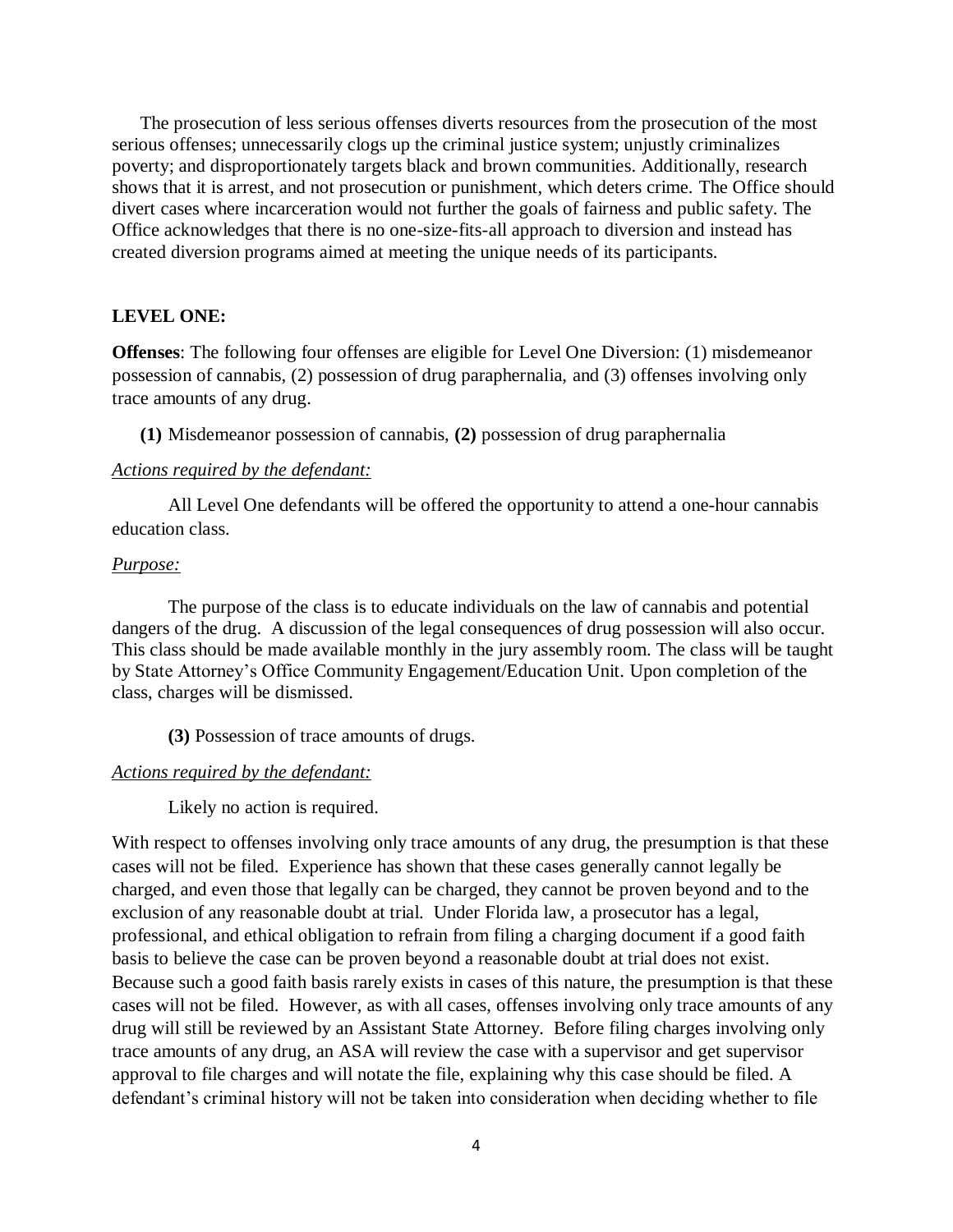The prosecution of less serious offenses diverts resources from the prosecution of the most serious offenses; unnecessarily clogs up the criminal justice system; unjustly criminalizes poverty; and disproportionately targets black and brown communities. Additionally, research shows that it is arrest, and not prosecution or punishment, which deters crime. The Office should divert cases where incarceration would not further the goals of fairness and public safety. The Office acknowledges that there is no one-size-fits-all approach to diversion and instead has created diversion programs aimed at meeting the unique needs of its participants.

**LEVEL ONE:**

**Offenses**: The following four offenses are eligible for Level One Diversion: (1) misdemeanor possession of cannabis, (2) possession of drug paraphernalia, and (3) offenses involving only trace amounts of any drug.

**(1)** Misdemeanor possession of cannabis, **(2)** possession of drug paraphernalia

*Actions required by the defendant:*

All Level One defendants will be offered the opportunity to attend a one-hour cannabis education class.

*Purpose:*

The purpose of the class is to educate individuals on the law of cannabis and potential dangers of the drug. A discussion of the legal consequences of drug possession will also occur. This class should be made available monthly in the jury assembly room. The class will be taught by State Attorney's Office Community Engagement/Education Unit. Upon completion of the class, charges will be dismissed.

**(3)** Possession of trace amounts of drugs.

*Actions required by the defendant:*

Likely no action is required.

With respect to offenses involving only trace amounts of any drug, the presumption is that these cases will not be filed. Experience has shown that these cases generally cannot legally be charged, and even those that legally can be charged, they cannot be proven beyond and to the exclusion of any reasonable doubt at trial. Under Florida law, a prosecutor has a legal, professional, and ethical obligation to refrain from filing a charging document if a good faith basis to believe the case can be proven beyond a reasonable doubt at trial does not exist. Because such a good faith basis rarely exists in cases of this nature, the presumption is that these cases will not be filed. However, as with all cases, offenses involving only trace amounts of any drug will still be reviewed by an Assistant State Attorney. Before filing charges involving only trace amounts of any drug, an ASA will review the case with a supervisor and get supervisor approval to file charges and will notate the file, explaining why this case should be filed. A defendant's criminal history will not be taken into consideration when deciding whether to file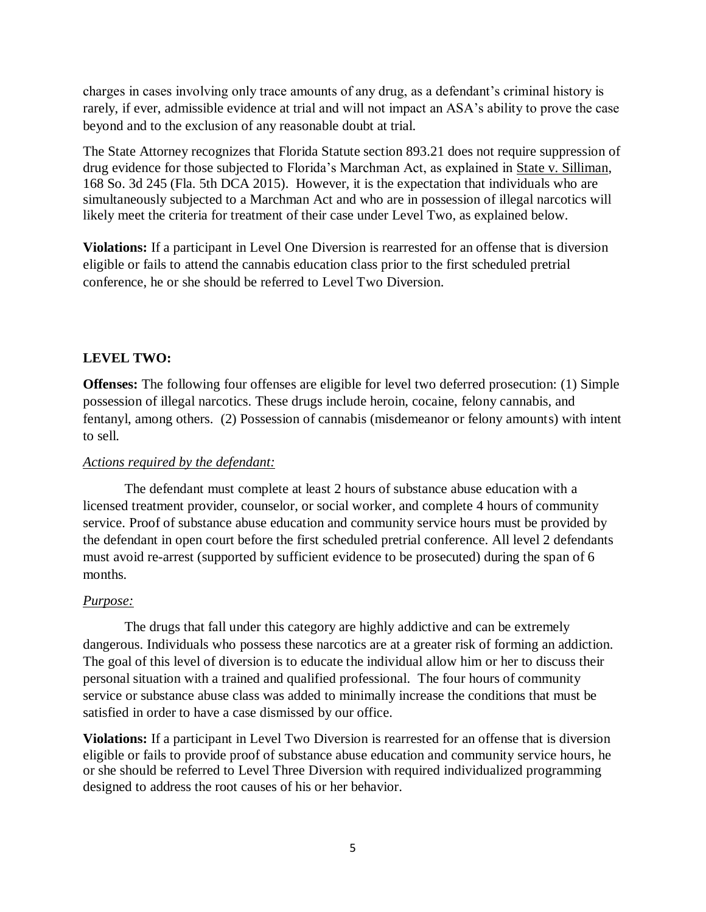charges in cases involving only trace amounts of any drug, as a defendant's criminal history is rarely, if ever, admissible evidence at trial and will not impact an ASA's ability to prove the case beyond and to the exclusion of any reasonable doubt at trial.

The State Attorney recognizes that Florida Statute section 893.21 does not require suppression of drug evidence for those subjected to Florida's Marchman Act, as explained in State v. Silliman, 168 So. 3d 245 (Fla. 5th DCA 2015). However, it is the expectation that individuals who are simultaneously subjected to a Marchman Act and who are in possession of illegal narcotics will likely meet the criteria for treatment of their case under Level Two, as explained below.

**Violations:** If a participant in Level One Diversion is rearrested for an offense that is diversion eligible or fails to attend the cannabis education class prior to the first scheduled pretrial conference, he or she should be referred to Level Two Diversion.

**LEVEL TWO:**

**Offenses:** The following four offenses are eligible for level two deferred prosecution: (1) Simple possession of illegal narcotics. These drugs include heroin, cocaine, felony cannabis, and fentanyl, among others. (2) Possession of cannabis (misdemeanor or felony amounts) with intent to sell.

*Actions required by the defendant:*

The defendant must complete at least 2 hours of substance abuse education with a licensed treatment provider, counselor, or social worker, and complete 4 hours of community service. Proof of substance abuse education and community service hours must be provided by the defendant in open court before the first scheduled pretrial conference. All level 2 defendants must avoid re-arrest (supported by sufficient evidence to be prosecuted) during the span of 6 months.

*Purpose:*

The drugs that fall under this category are highly addictive and can be extremely dangerous. Individuals who possess these narcotics are at a greater risk of forming an addiction. The goal of this level of diversion is to educate the individual allow him or her to discuss their personal situation with a trained and qualified professional. The four hours of community service or substance abuse class was added to minimally increase the conditions that must be satisfied in order to have a case dismissed by our office.

**Violations:** If a participant in Level Two Diversion is rearrested for an offense that is diversion eligible or fails to provide proof of substance abuse education and community service hours, he or she should be referred to Level Three Diversion with required individualized programming designed to address the root causes of his or her behavior.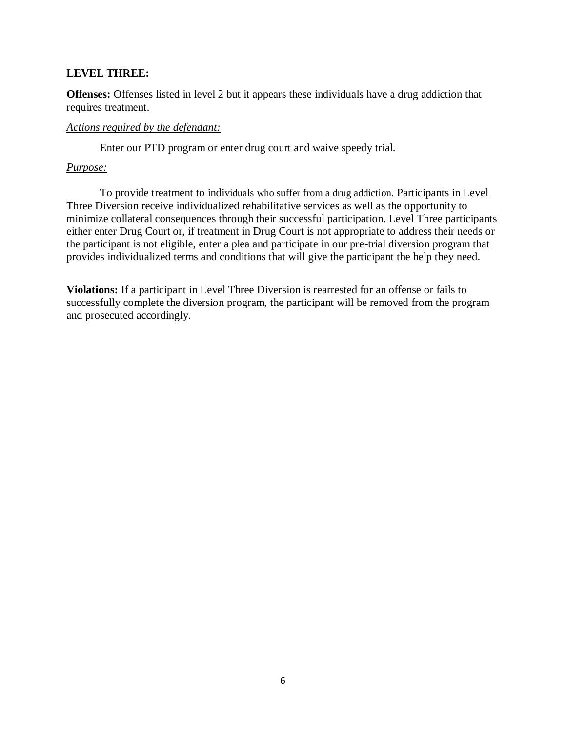**LEVEL THREE:**

**Offenses:** Offenses listed in level 2 but it appears these individuals have a drug addiction that requires treatment.

*Actions required by the defendant:*

Enter our PTD program or enter drug court and waive speedy trial.

*Purpose:*

To provide treatment to individuals who suffer from a drug addiction. Participants in Level Three Diversion receive individualized rehabilitative services as well as the opportunity to minimize collateral consequences through their successful participation. Level Three participants either enter Drug Court or, if treatment in Drug Court is not appropriate to address their needs or the participant is not eligible, enter a plea and participate in our pre-trial diversion program that provides individualized terms and conditions that will give the participant the help they need.

**Violations:** If a participant in Level Three Diversion is rearrested for an offense or fails to successfully complete the diversion program, the participant will be removed from the program and prosecuted accordingly.